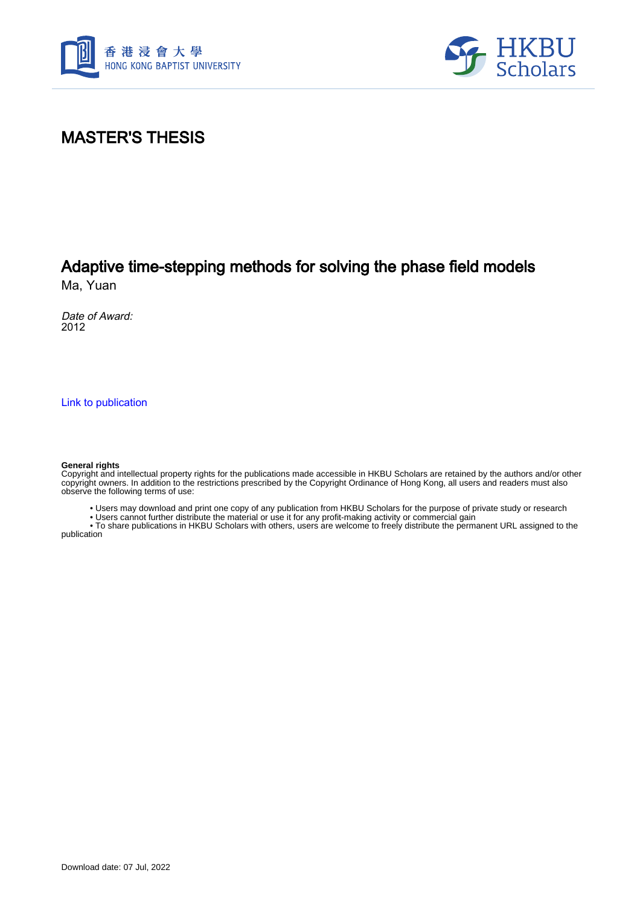# MASTER'S THESIS

## Adaptive time-stepping methods for solving the phase field models

Ma, Yuan

*Date of Award:*
2012

Link to publication

**General rights**
Copyright and intellectual property rights for the publications made accessible in HKBU Scholars are retained by the authors and/or other copyright owners. In addition to the restrictions prescribed by the Copyright Ordinance of Hong Kong, all users and readers must also observe the following terms of use:

- Users may download and print one copy of any publication from HKBU Scholars for the purpose of private study or research
- Users cannot further distribute the material or use it for any profit-making activity or commercial gain
- To share publications in HKBU Scholars with others, users are welcome to freely distribute the permanent URL assigned to the publication

Download date: 07 Jul, 2022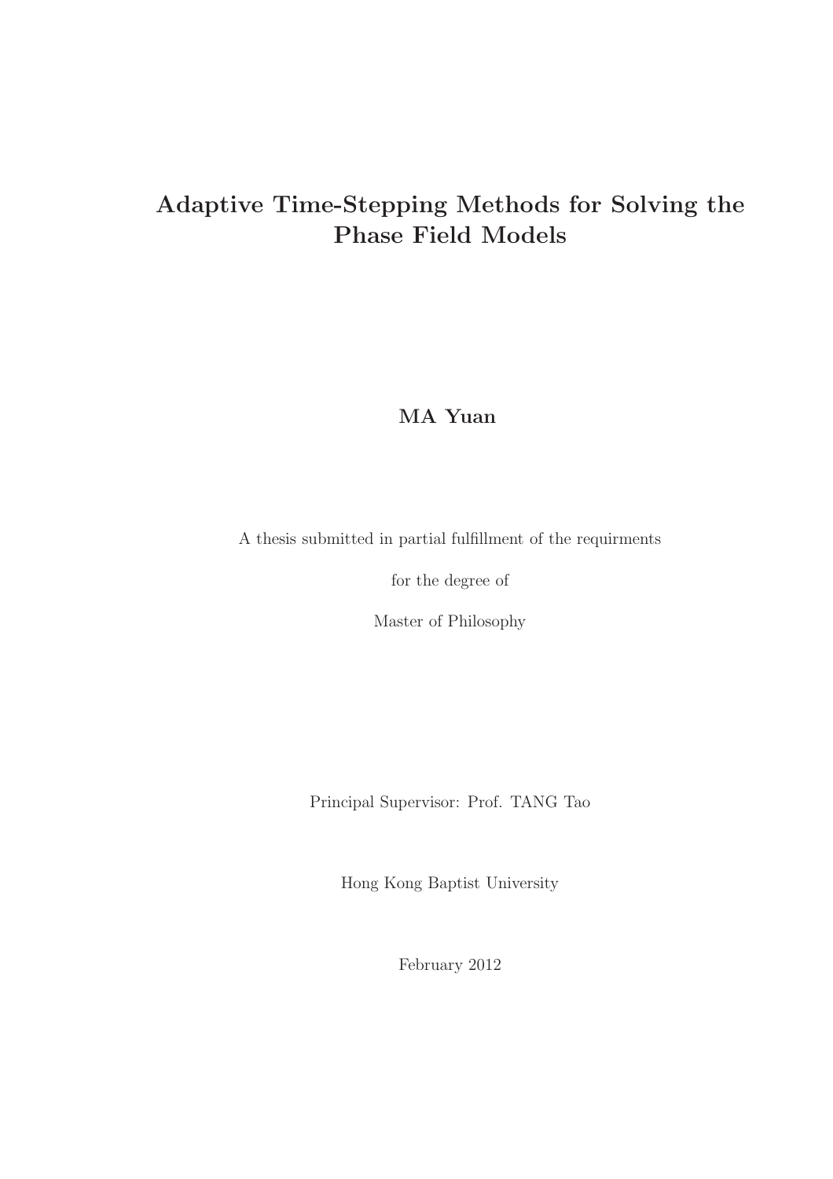# Adaptive Time-Stepping Methods for Solving the Phase Field Models

**MA Yuan**

A thesis submitted in partial fulfillment of the requirments

for the degree of

Master of Philosophy

Principal Supervisor: Prof. TANG Tao

Hong Kong Baptist University

February 2012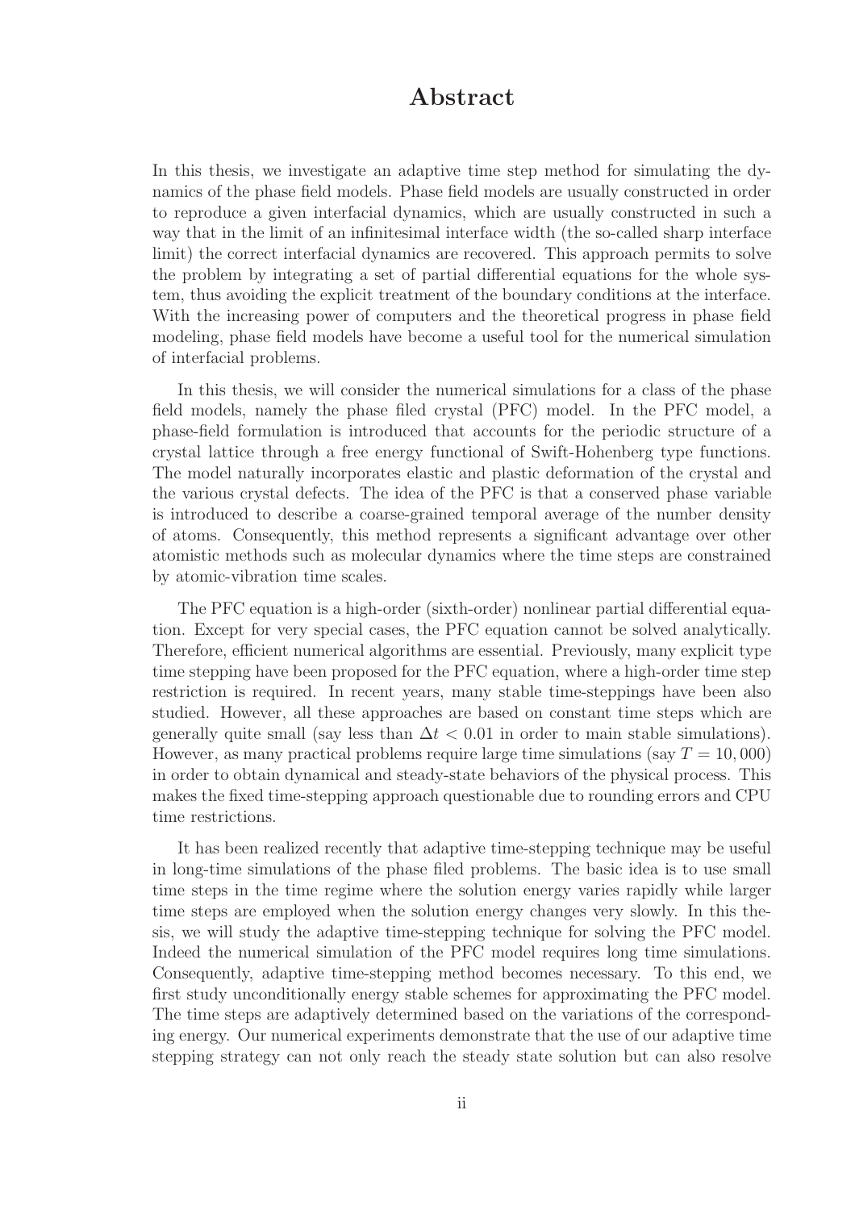# Abstract

In this thesis, we investigate an adaptive time step method for simulating the dynamics of the phase field models. Phase field models are usually constructed in order to reproduce a given interfacial dynamics, which are usually constructed in such a way that in the limit of an infinitesimal interface width (the so-called sharp interface limit) the correct interfacial dynamics are recovered. This approach permits to solve the problem by integrating a set of partial differential equations for the whole system, thus avoiding the explicit treatment of the boundary conditions at the interface. With the increasing power of computers and the theoretical progress in phase field modeling, phase field models have become a useful tool for the numerical simulation of interfacial problems.

In this thesis, we will consider the numerical simulations for a class of the phase field models, namely the phase filed crystal (PFC) model. In the PFC model, a phase-field formulation is introduced that accounts for the periodic structure of a crystal lattice through a free energy functional of Swift-Hohenberg type functions. The model naturally incorporates elastic and plastic deformation of the crystal and the various crystal defects. The idea of the PFC is that a conserved phase variable is introduced to describe a coarse-grained temporal average of the number density of atoms. Consequently, this method represents a significant advantage over other atomistic methods such as molecular dynamics where the time steps are constrained by atomic-vibration time scales.

The PFC equation is a high-order (sixth-order) nonlinear partial differential equation. Except for very special cases, the PFC equation cannot be solved analytically. Therefore, efficient numerical algorithms are essential. Previously, many explicit type time stepping have been proposed for the PFC equation, where a high-order time step restriction is required. In recent years, many stable time-steppings have been also studied. However, all these approaches are based on constant time steps which are generally quite small (say less than $\Delta t < 0.01$ in order to main stable simulations). However, as many practical problems require large time simulations (say $T = 10,000$) in order to obtain dynamical and steady-state behaviors of the physical process. This makes the fixed time-stepping approach questionable due to rounding errors and CPU time restrictions.

It has been realized recently that adaptive time-stepping technique may be useful in long-time simulations of the phase filed problems. The basic idea is to use small time steps in the time regime where the solution energy varies rapidly while larger time steps are employed when the solution energy changes very slowly. In this thesis, we will study the adaptive time-stepping technique for solving the PFC model. Indeed the numerical simulation of the PFC model requires long time simulations. Consequently, adaptive time-stepping method becomes necessary. To this end, we first study unconditionally energy stable schemes for approximating the PFC model. The time steps are adaptively determined based on the variations of the corresponding energy. Our numerical experiments demonstrate that the use of our adaptive time stepping strategy can not only reach the steady state solution but can also resolve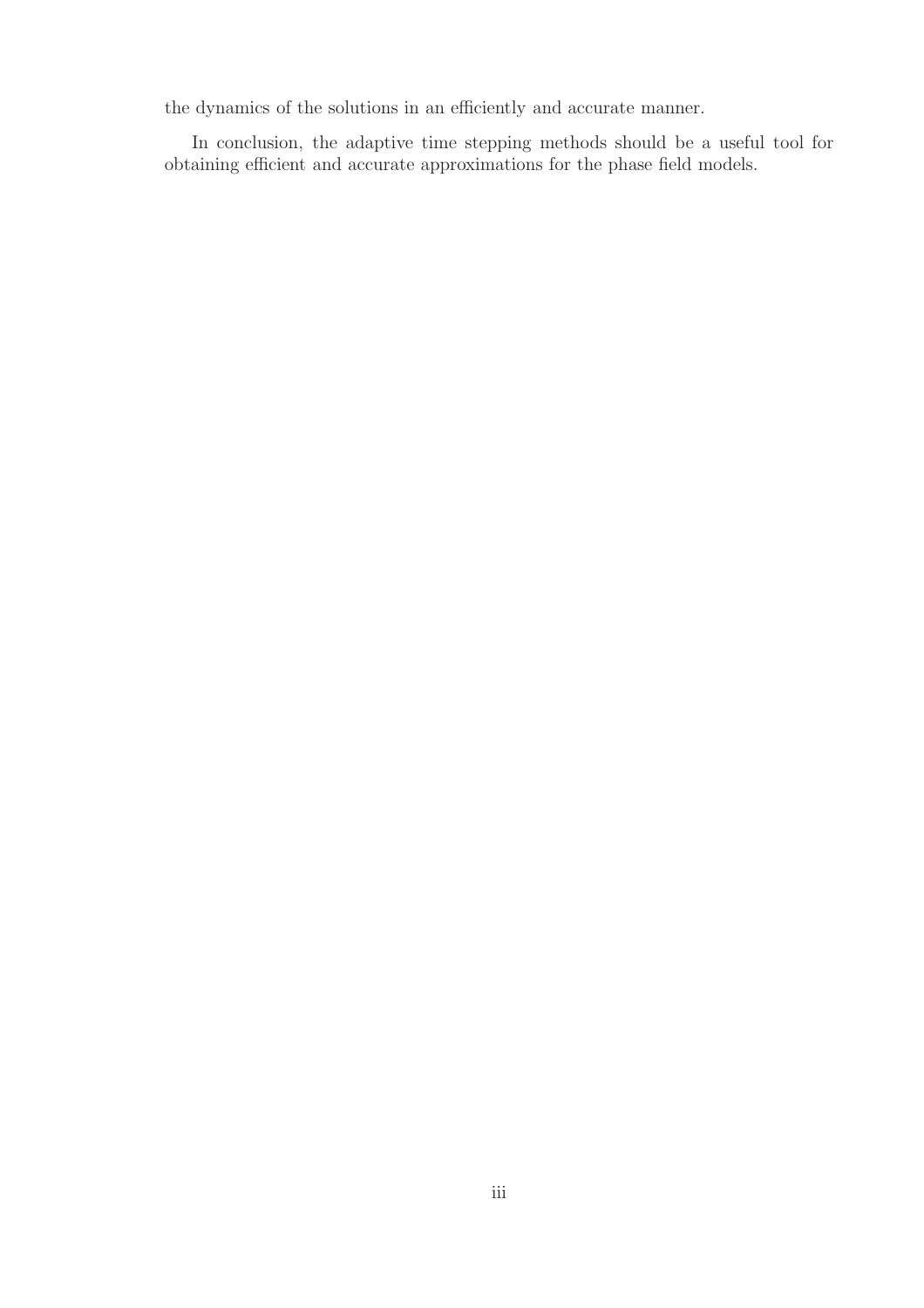the dynamics of the solutions in an efficiently and accurate manner.

In conclusion, the adaptive time stepping methods should be a useful tool for obtaining efficient and accurate approximations for the phase field models.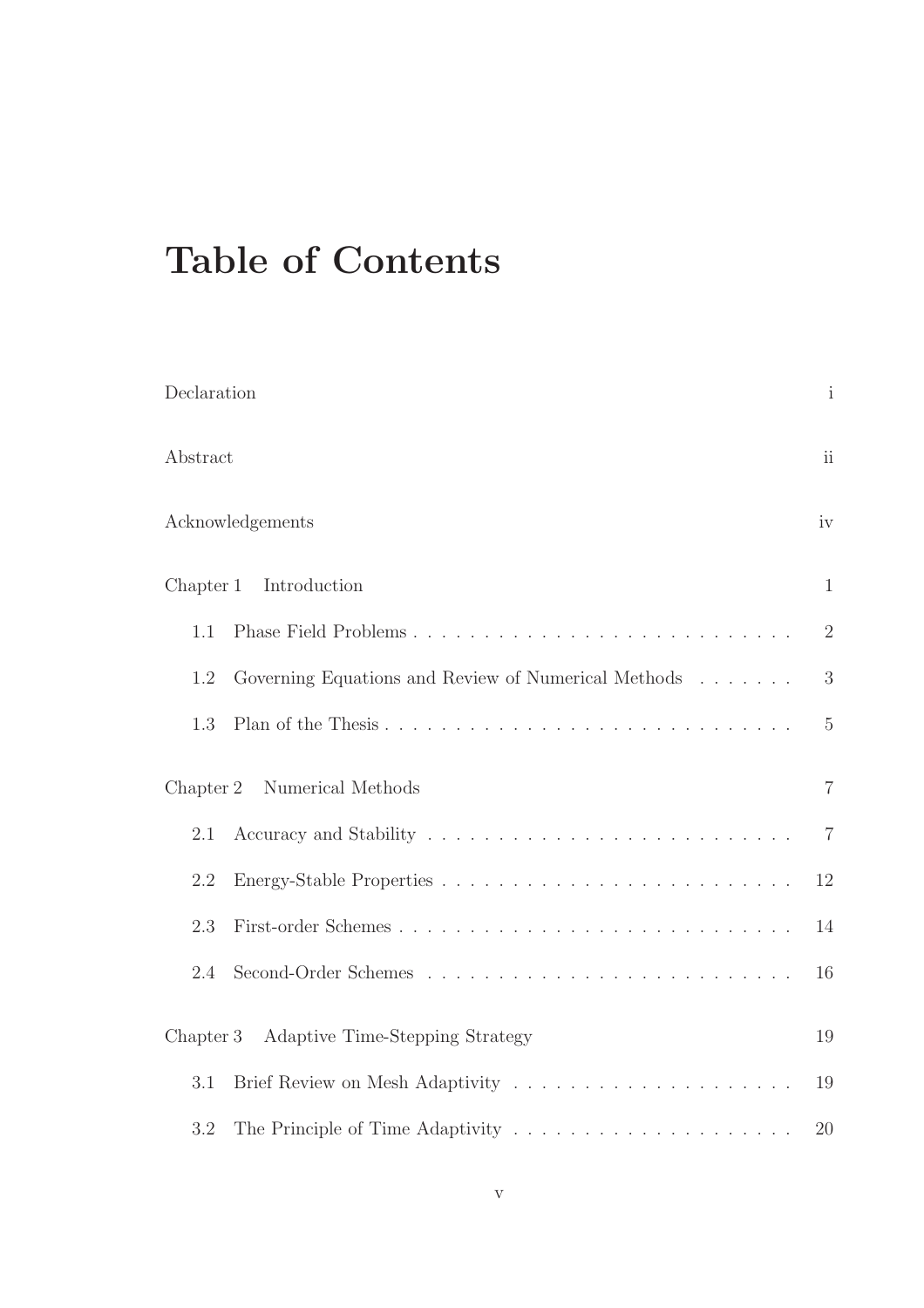# Table of Contents

Declaration i

Abstract ii

Acknowledgements iv

Chapter 1 Introduction 1

- 1.1 Phase Field Problems . . . . . . . . . . . . . . . . . . . . . . . . . . . 2
- 1.2 Governing Equations and Review of Numerical Methods . . . . . . . 3
- 1.3 Plan of the Thesis . . . . . . . . . . . . . . . . . . . . . . . . . . . . 5

Chapter 2 Numerical Methods 7

- 2.1 Accuracy and Stability . . . . . . . . . . . . . . . . . . . . . . . . . . 7
- 2.2 Energy-Stable Properties . . . . . . . . . . . . . . . . . . . . . . . . . 12
- 2.3 First-order Schemes . . . . . . . . . . . . . . . . . . . . . . . . . . . 14
- 2.4 Second-Order Schemes . . . . . . . . . . . . . . . . . . . . . . . . . . 16

Chapter 3 Adaptive Time-Stepping Strategy 19

- 3.1 Brief Review on Mesh Adaptivity . . . . . . . . . . . . . . . . . . . . 19
- 3.2 The Principle of Time Adaptivity . . . . . . . . . . . . . . . . . . . . 20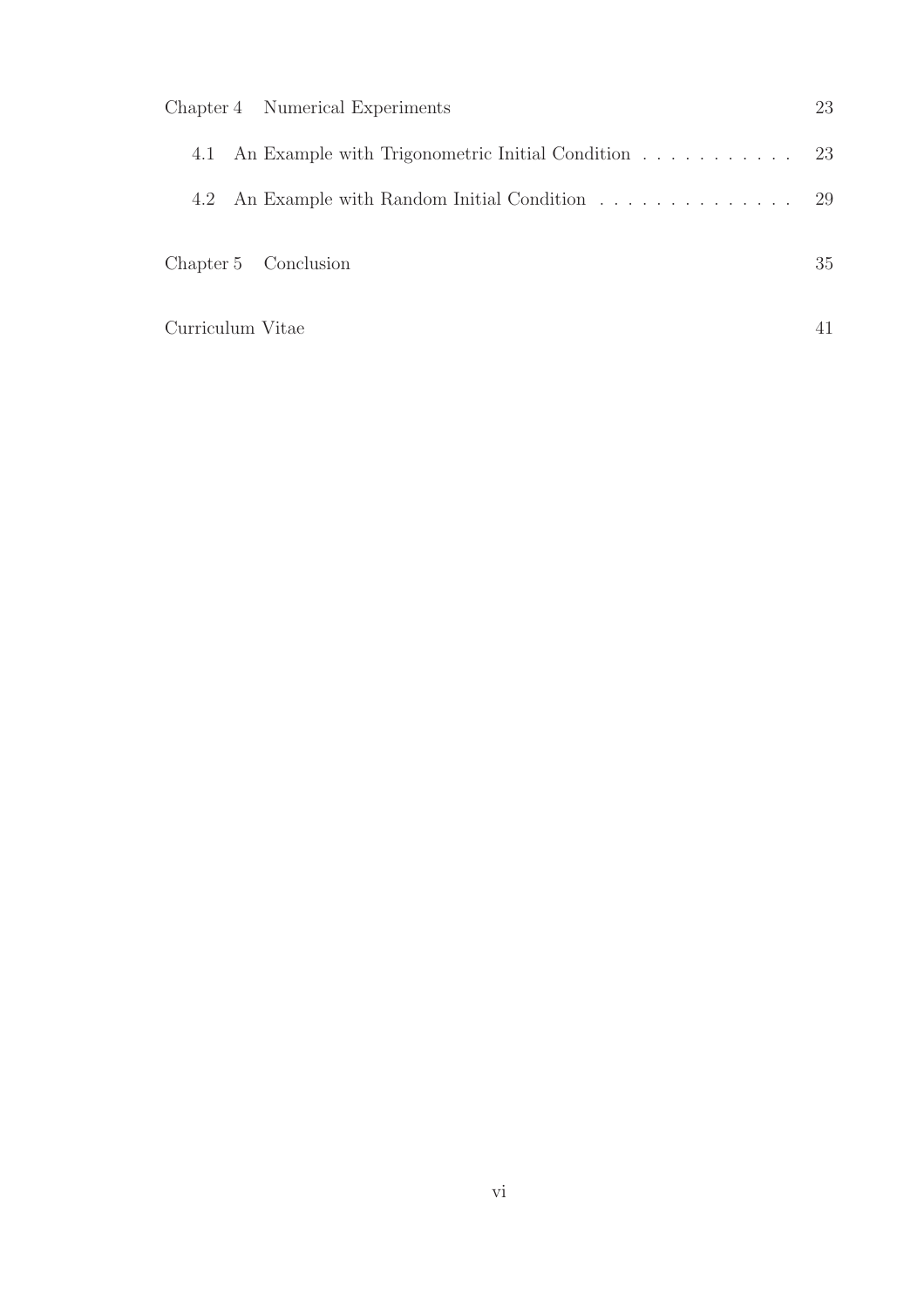Chapter 4 Numerical Experiments 23

4.1 An Example with Trigonometric Initial Condition . . . . . . . . . . . . 23

4.2 An Example with Random Initial Condition . . . . . . . . . . . . . . . 29

Chapter 5 Conclusion 35

Curriculum Vitae 41